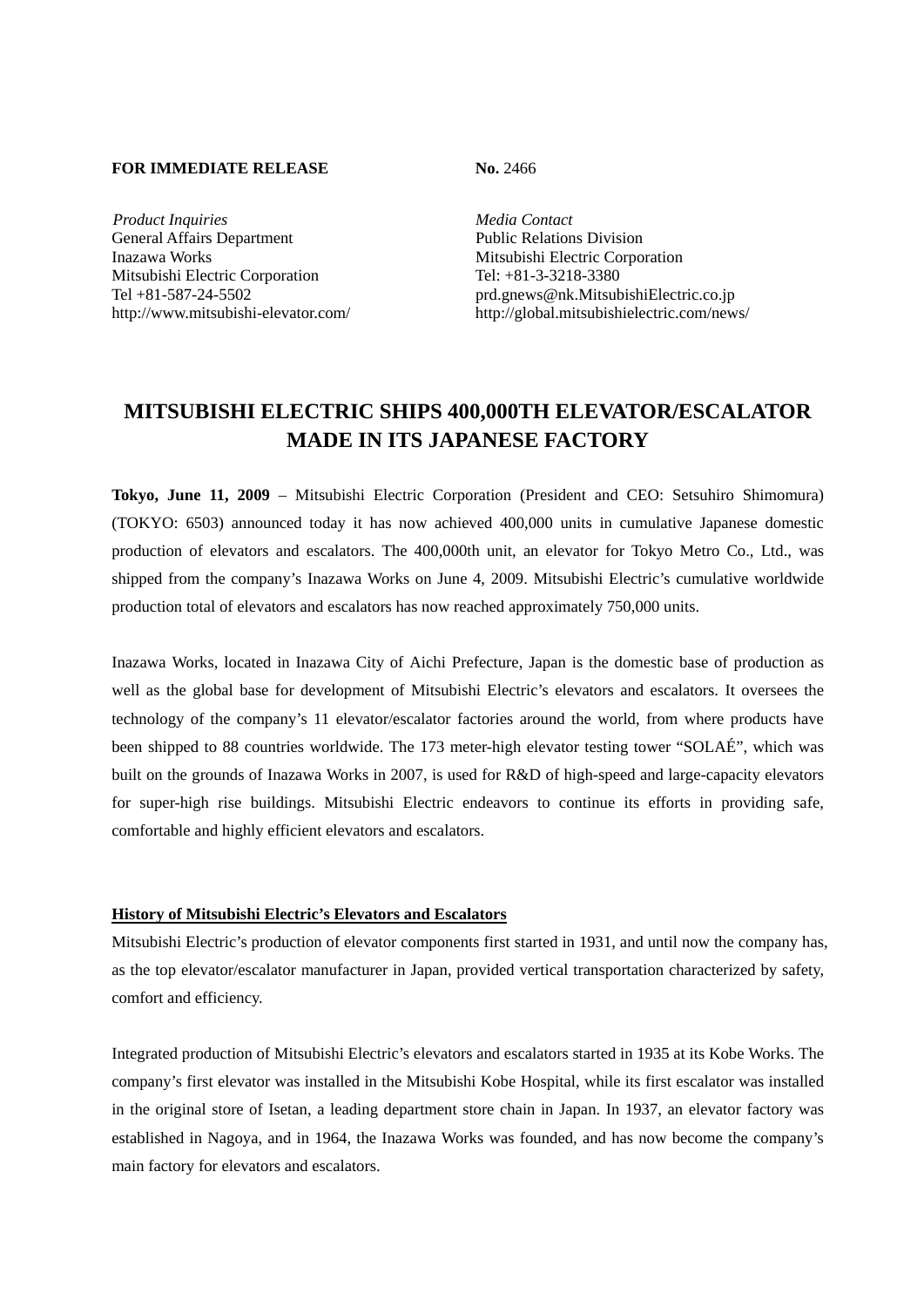**FOR IMMEDIATE RELEASE**

**No.** 2466

*Product Inquiries*
General Affairs Department
Inazawa Works
Mitsubishi Electric Corporation
Tel +81-587-24-5502
http://www.mitsubishi-elevator.com/

*Media Contact*
Public Relations Division
Mitsubishi Electric Corporation
Tel: +81-3-3218-3380
prd.gnews@nk.MitsubishiElectric.co.jp
http://global.mitsubishielectric.com/news/

# MITSUBISHI ELECTRIC SHIPS 400,000TH ELEVATOR/ESCALATOR MADE IN ITS JAPANESE FACTORY

**Tokyo, June 11, 2009** – Mitsubishi Electric Corporation (President and CEO: Setsuhiro Shimomura) (TOKYO: 6503) announced today it has now achieved 400,000 units in cumulative Japanese domestic production of elevators and escalators. The 400,000th unit, an elevator for Tokyo Metro Co., Ltd., was shipped from the company's Inazawa Works on June 4, 2009. Mitsubishi Electric's cumulative worldwide production total of elevators and escalators has now reached approximately 750,000 units.

Inazawa Works, located in Inazawa City of Aichi Prefecture, Japan is the domestic base of production as well as the global base for development of Mitsubishi Electric's elevators and escalators. It oversees the technology of the company's 11 elevator/escalator factories around the world, from where products have been shipped to 88 countries worldwide. The 173 meter-high elevator testing tower "SOLAÉ", which was built on the grounds of Inazawa Works in 2007, is used for R&D of high-speed and large-capacity elevators for super-high rise buildings. Mitsubishi Electric endeavors to continue its efforts in providing safe, comfortable and highly efficient elevators and escalators.

**History of Mitsubishi Electric's Elevators and Escalators**

Mitsubishi Electric's production of elevator components first started in 1931, and until now the company has, as the top elevator/escalator manufacturer in Japan, provided vertical transportation characterized by safety, comfort and efficiency.

Integrated production of Mitsubishi Electric's elevators and escalators started in 1935 at its Kobe Works. The company's first elevator was installed in the Mitsubishi Kobe Hospital, while its first escalator was installed in the original store of Isetan, a leading department store chain in Japan. In 1937, an elevator factory was established in Nagoya, and in 1964, the Inazawa Works was founded, and has now become the company's main factory for elevators and escalators.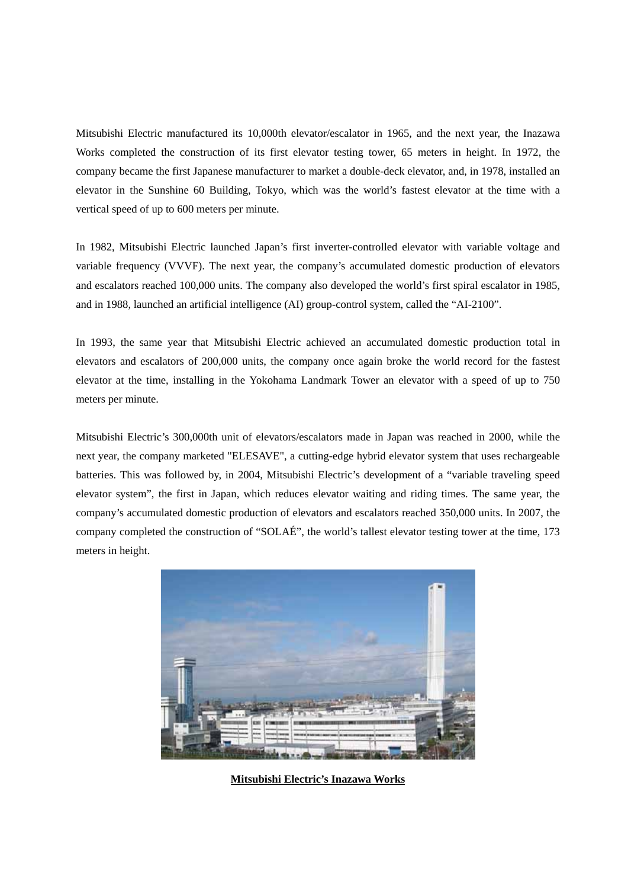Mitsubishi Electric manufactured its 10,000th elevator/escalator in 1965, and the next year, the Inazawa Works completed the construction of its first elevator testing tower, 65 meters in height. In 1972, the company became the first Japanese manufacturer to market a double-deck elevator, and, in 1978, installed an elevator in the Sunshine 60 Building, Tokyo, which was the world's fastest elevator at the time with a vertical speed of up to 600 meters per minute.

In 1982, Mitsubishi Electric launched Japan's first inverter-controlled elevator with variable voltage and variable frequency (VVVF). The next year, the company's accumulated domestic production of elevators and escalators reached 100,000 units. The company also developed the world's first spiral escalator in 1985, and in 1988, launched an artificial intelligence (AI) group-control system, called the "AI-2100".

In 1993, the same year that Mitsubishi Electric achieved an accumulated domestic production total in elevators and escalators of 200,000 units, the company once again broke the world record for the fastest elevator at the time, installing in the Yokohama Landmark Tower an elevator with a speed of up to 750 meters per minute.

Mitsubishi Electric's 300,000th unit of elevators/escalators made in Japan was reached in 2000, while the next year, the company marketed "ELESAVE", a cutting-edge hybrid elevator system that uses rechargeable batteries. This was followed by, in 2004, Mitsubishi Electric's development of a "variable traveling speed elevator system", the first in Japan, which reduces elevator waiting and riding times. The same year, the company's accumulated domestic production of elevators and escalators reached 350,000 units. In 2007, the company completed the construction of "SOLAÉ", the world's tallest elevator testing tower at the time, 173 meters in height.

**Mitsubishi Electric's Inazawa Works**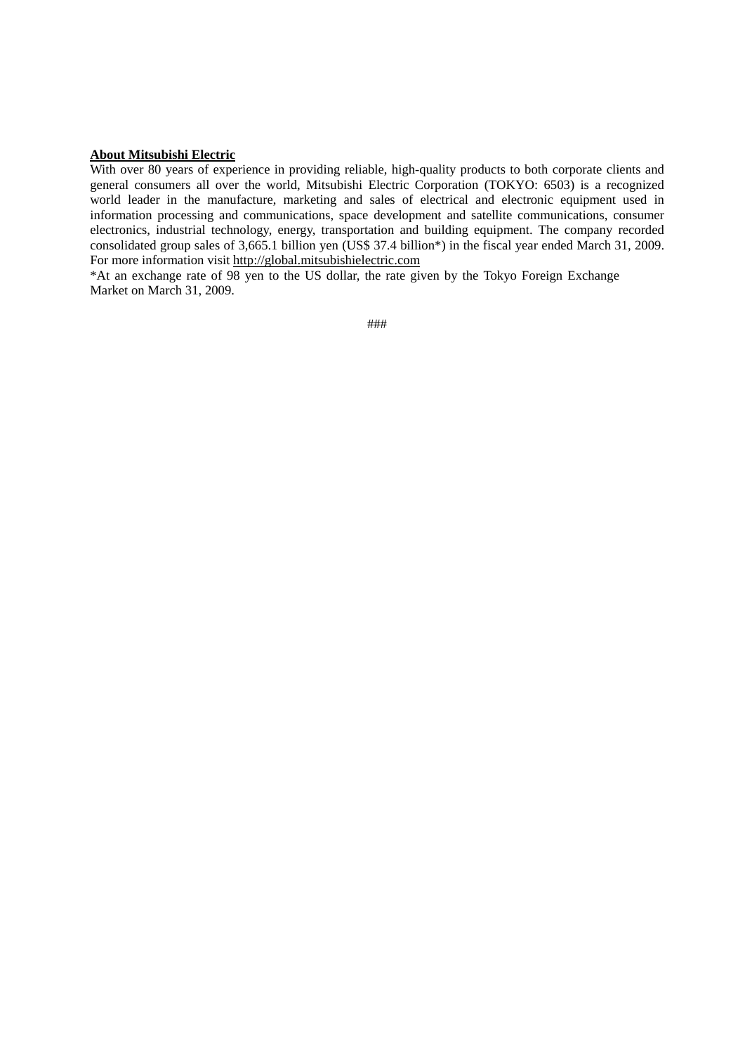**About Mitsubishi Electric**

With over 80 years of experience in providing reliable, high-quality products to both corporate clients and general consumers all over the world, Mitsubishi Electric Corporation (TOKYO: 6503) is a recognized world leader in the manufacture, marketing and sales of electrical and electronic equipment used in information processing and communications, space development and satellite communications, consumer electronics, industrial technology, energy, transportation and building equipment. The company recorded consolidated group sales of 3,665.1 billion yen (US$ 37.4 billion*) in the fiscal year ended March 31, 2009. For more information visit http://global.mitsubishielectric.com

*At an exchange rate of 98 yen to the US dollar, the rate given by the Tokyo Foreign Exchange Market on March 31, 2009.

###